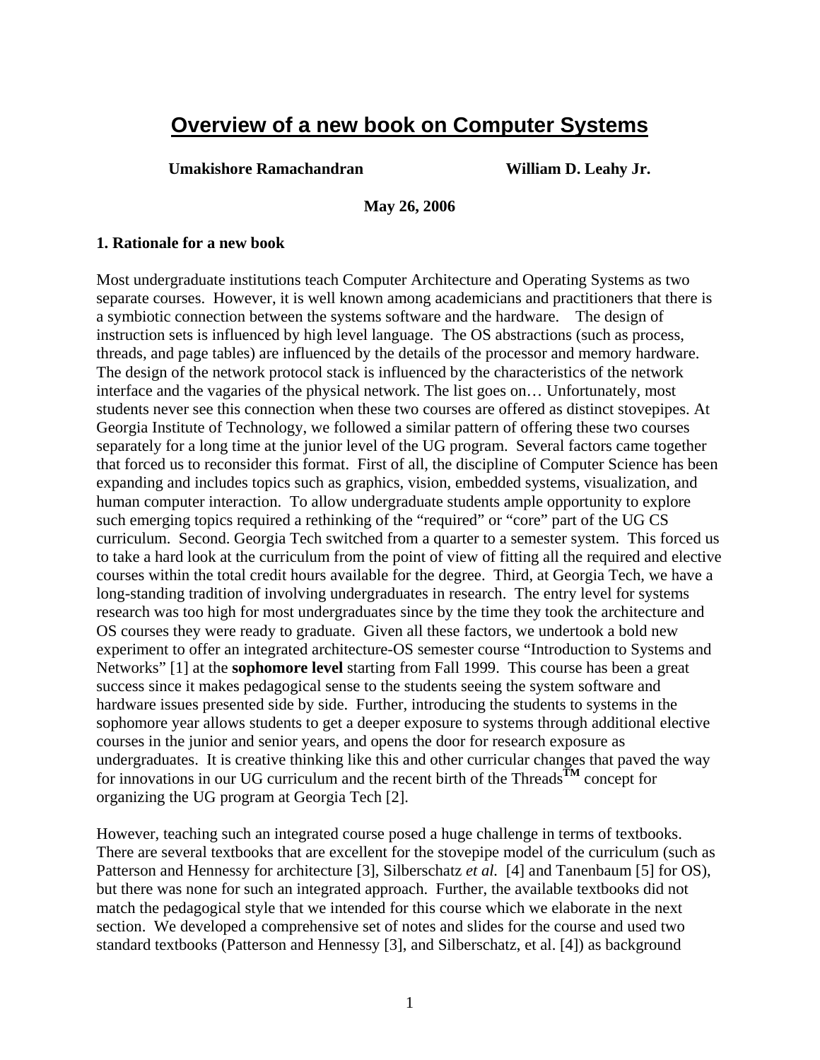# Overview of a new book on Computer Systems

**Umakishore Ramachandran** **William D. Leahy Jr.**

**May 26, 2006**

## 1. Rationale for a new book

Most undergraduate institutions teach Computer Architecture and Operating Systems as two separate courses. However, it is well known among academicians and practitioners that there is a symbiotic connection between the systems software and the hardware. The design of instruction sets is influenced by high level language. The OS abstractions (such as process, threads, and page tables) are influenced by the details of the processor and memory hardware. The design of the network protocol stack is influenced by the characteristics of the network interface and the vagaries of the physical network. The list goes on… Unfortunately, most students never see this connection when these two courses are offered as distinct stovepipes. At Georgia Institute of Technology, we followed a similar pattern of offering these two courses separately for a long time at the junior level of the UG program. Several factors came together that forced us to reconsider this format. First of all, the discipline of Computer Science has been expanding and includes topics such as graphics, vision, embedded systems, visualization, and human computer interaction. To allow undergraduate students ample opportunity to explore such emerging topics required a rethinking of the "required" or "core" part of the UG CS curriculum. Second. Georgia Tech switched from a quarter to a semester system. This forced us to take a hard look at the curriculum from the point of view of fitting all the required and elective courses within the total credit hours available for the degree. Third, at Georgia Tech, we have a long-standing tradition of involving undergraduates in research. The entry level for systems research was too high for most undergraduates since by the time they took the architecture and OS courses they were ready to graduate. Given all these factors, we undertook a bold new experiment to offer an integrated architecture-OS semester course "Introduction to Systems and Networks" [1] at the **sophomore level** starting from Fall 1999. This course has been a great success since it makes pedagogical sense to the students seeing the system software and hardware issues presented side by side. Further, introducing the students to systems in the sophomore year allows students to get a deeper exposure to systems through additional elective courses in the junior and senior years, and opens the door for research exposure as undergraduates. It is creative thinking like this and other curricular changes that paved the way for innovations in our UG curriculum and the recent birth of the Threads™ concept for organizing the UG program at Georgia Tech [2].

However, teaching such an integrated course posed a huge challenge in terms of textbooks. There are several textbooks that are excellent for the stovepipe model of the curriculum (such as Patterson and Hennessy for architecture [3], Silberschatz *et al.* [4] and Tanenbaum [5] for OS), but there was none for such an integrated approach. Further, the available textbooks did not match the pedagogical style that we intended for this course which we elaborate in the next section. We developed a comprehensive set of notes and slides for the course and used two standard textbooks (Patterson and Hennessy [3], and Silberschatz, et al. [4]) as background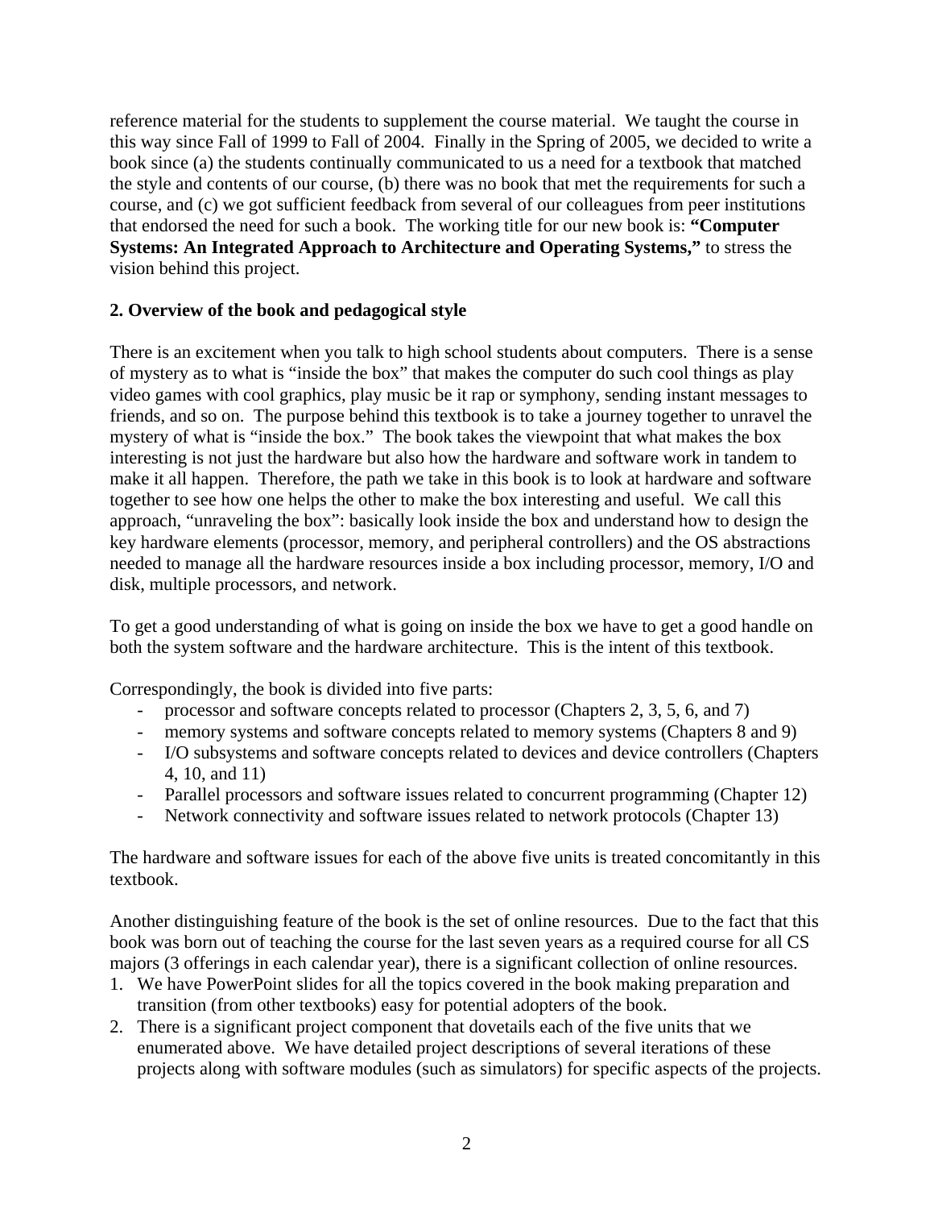reference material for the students to supplement the course material. We taught the course in this way since Fall of 1999 to Fall of 2004. Finally in the Spring of 2005, we decided to write a book since (a) the students continually communicated to us a need for a textbook that matched the style and contents of our course, (b) there was no book that met the requirements for such a course, and (c) we got sufficient feedback from several of our colleagues from peer institutions that endorsed the need for such a book. The working title for our new book is: **"Computer Systems: An Integrated Approach to Architecture and Operating Systems,"** to stress the vision behind this project.

## 2. Overview of the book and pedagogical style

There is an excitement when you talk to high school students about computers. There is a sense of mystery as to what is "inside the box" that makes the computer do such cool things as play video games with cool graphics, play music be it rap or symphony, sending instant messages to friends, and so on. The purpose behind this textbook is to take a journey together to unravel the mystery of what is "inside the box." The book takes the viewpoint that what makes the box interesting is not just the hardware but also how the hardware and software work in tandem to make it all happen. Therefore, the path we take in this book is to look at hardware and software together to see how one helps the other to make the box interesting and useful. We call this approach, "unraveling the box": basically look inside the box and understand how to design the key hardware elements (processor, memory, and peripheral controllers) and the OS abstractions needed to manage all the hardware resources inside a box including processor, memory, I/O and disk, multiple processors, and network.

To get a good understanding of what is going on inside the box we have to get a good handle on both the system software and the hardware architecture. This is the intent of this textbook.

Correspondingly, the book is divided into five parts:

- processor and software concepts related to processor (Chapters 2, 3, 5, 6, and 7)
- memory systems and software concepts related to memory systems (Chapters 8 and 9)
- I/O subsystems and software concepts related to devices and device controllers (Chapters 4, 10, and 11)
- Parallel processors and software issues related to concurrent programming (Chapter 12)
- Network connectivity and software issues related to network protocols (Chapter 13)

The hardware and software issues for each of the above five units is treated concomitantly in this textbook.

Another distinguishing feature of the book is the set of online resources. Due to the fact that this book was born out of teaching the course for the last seven years as a required course for all CS majors (3 offerings in each calendar year), there is a significant collection of online resources.

1. We have PowerPoint slides for all the topics covered in the book making preparation and transition (from other textbooks) easy for potential adopters of the book.
2. There is a significant project component that dovetails each of the five units that we enumerated above. We have detailed project descriptions of several iterations of these projects along with software modules (such as simulators) for specific aspects of the projects.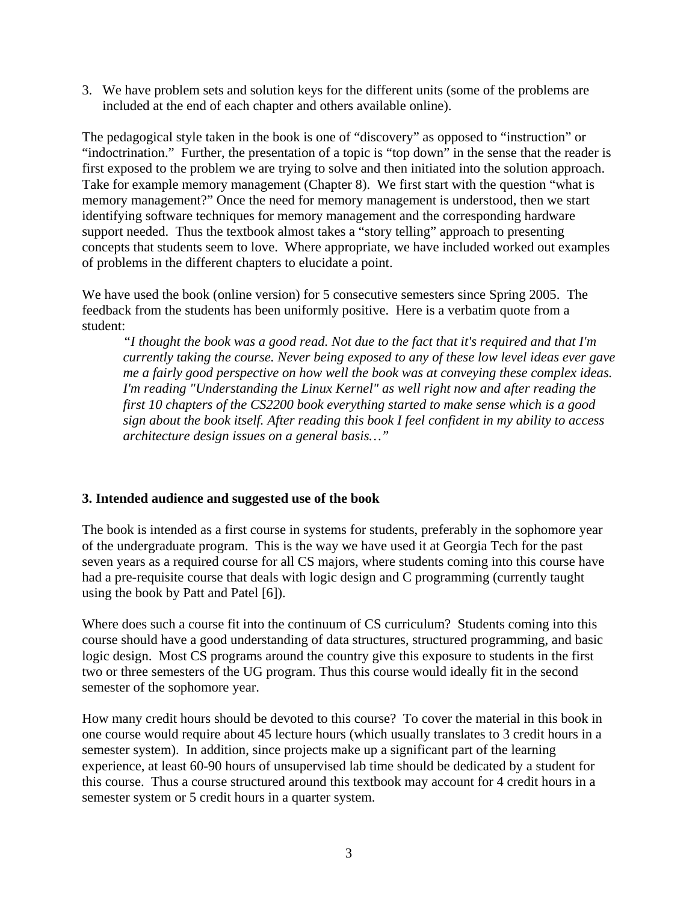3. We have problem sets and solution keys for the different units (some of the problems are included at the end of each chapter and others available online).

The pedagogical style taken in the book is one of "discovery" as opposed to "instruction" or "indoctrination." Further, the presentation of a topic is "top down" in the sense that the reader is first exposed to the problem we are trying to solve and then initiated into the solution approach. Take for example memory management (Chapter 8). We first start with the question "what is memory management?" Once the need for memory management is understood, then we start identifying software techniques for memory management and the corresponding hardware support needed. Thus the textbook almost takes a "story telling" approach to presenting concepts that students seem to love. Where appropriate, we have included worked out examples of problems in the different chapters to elucidate a point.

We have used the book (online version) for 5 consecutive semesters since Spring 2005. The feedback from the students has been uniformly positive. Here is a verbatim quote from a student:

> *"I thought the book was a good read. Not due to the fact that it's required and that I'm currently taking the course. Never being exposed to any of these low level ideas ever gave me a fairly good perspective on how well the book was at conveying these complex ideas. I'm reading "Understanding the Linux Kernel" as well right now and after reading the first 10 chapters of the CS2200 book everything started to make sense which is a good sign about the book itself. After reading this book I feel confident in my ability to access architecture design issues on a general basis…"*

## 3. Intended audience and suggested use of the book

The book is intended as a first course in systems for students, preferably in the sophomore year of the undergraduate program. This is the way we have used it at Georgia Tech for the past seven years as a required course for all CS majors, where students coming into this course have had a pre-requisite course that deals with logic design and C programming (currently taught using the book by Patt and Patel [6]).

Where does such a course fit into the continuum of CS curriculum? Students coming into this course should have a good understanding of data structures, structured programming, and basic logic design. Most CS programs around the country give this exposure to students in the first two or three semesters of the UG program. Thus this course would ideally fit in the second semester of the sophomore year.

How many credit hours should be devoted to this course? To cover the material in this book in one course would require about 45 lecture hours (which usually translates to 3 credit hours in a semester system). In addition, since projects make up a significant part of the learning experience, at least 60-90 hours of unsupervised lab time should be dedicated by a student for this course. Thus a course structured around this textbook may account for 4 credit hours in a semester system or 5 credit hours in a quarter system.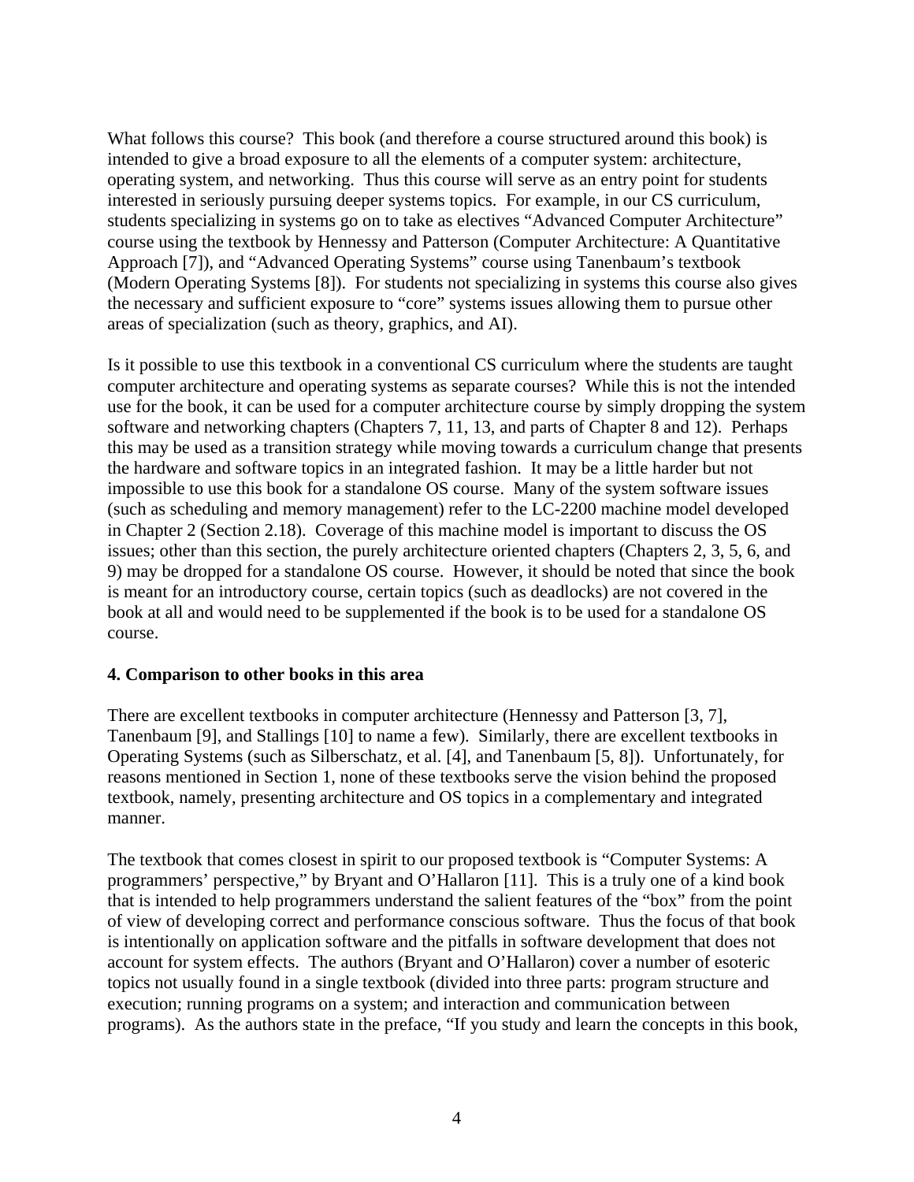What follows this course? This book (and therefore a course structured around this book) is intended to give a broad exposure to all the elements of a computer system: architecture, operating system, and networking. Thus this course will serve as an entry point for students interested in seriously pursuing deeper systems topics. For example, in our CS curriculum, students specializing in systems go on to take as electives "Advanced Computer Architecture" course using the textbook by Hennessy and Patterson (Computer Architecture: A Quantitative Approach [7]), and "Advanced Operating Systems" course using Tanenbaum's textbook (Modern Operating Systems [8]). For students not specializing in systems this course also gives the necessary and sufficient exposure to "core" systems issues allowing them to pursue other areas of specialization (such as theory, graphics, and AI).

Is it possible to use this textbook in a conventional CS curriculum where the students are taught computer architecture and operating systems as separate courses? While this is not the intended use for the book, it can be used for a computer architecture course by simply dropping the system software and networking chapters (Chapters 7, 11, 13, and parts of Chapter 8 and 12). Perhaps this may be used as a transition strategy while moving towards a curriculum change that presents the hardware and software topics in an integrated fashion. It may be a little harder but not impossible to use this book for a standalone OS course. Many of the system software issues (such as scheduling and memory management) refer to the LC-2200 machine model developed in Chapter 2 (Section 2.18). Coverage of this machine model is important to discuss the OS issues; other than this section, the purely architecture oriented chapters (Chapters 2, 3, 5, 6, and 9) may be dropped for a standalone OS course. However, it should be noted that since the book is meant for an introductory course, certain topics (such as deadlocks) are not covered in the book at all and would need to be supplemented if the book is to be used for a standalone OS course.

## 4. Comparison to other books in this area

There are excellent textbooks in computer architecture (Hennessy and Patterson [3, 7], Tanenbaum [9], and Stallings [10] to name a few). Similarly, there are excellent textbooks in Operating Systems (such as Silberschatz, et al. [4], and Tanenbaum [5, 8]). Unfortunately, for reasons mentioned in Section 1, none of these textbooks serve the vision behind the proposed textbook, namely, presenting architecture and OS topics in a complementary and integrated manner.

The textbook that comes closest in spirit to our proposed textbook is "Computer Systems: A programmers' perspective," by Bryant and O'Hallaron [11]. This is a truly one of a kind book that is intended to help programmers understand the salient features of the "box" from the point of view of developing correct and performance conscious software. Thus the focus of that book is intentionally on application software and the pitfalls in software development that does not account for system effects. The authors (Bryant and O'Hallaron) cover a number of esoteric topics not usually found in a single textbook (divided into three parts: program structure and execution; running programs on a system; and interaction and communication between programs). As the authors state in the preface, "If you study and learn the concepts in this book,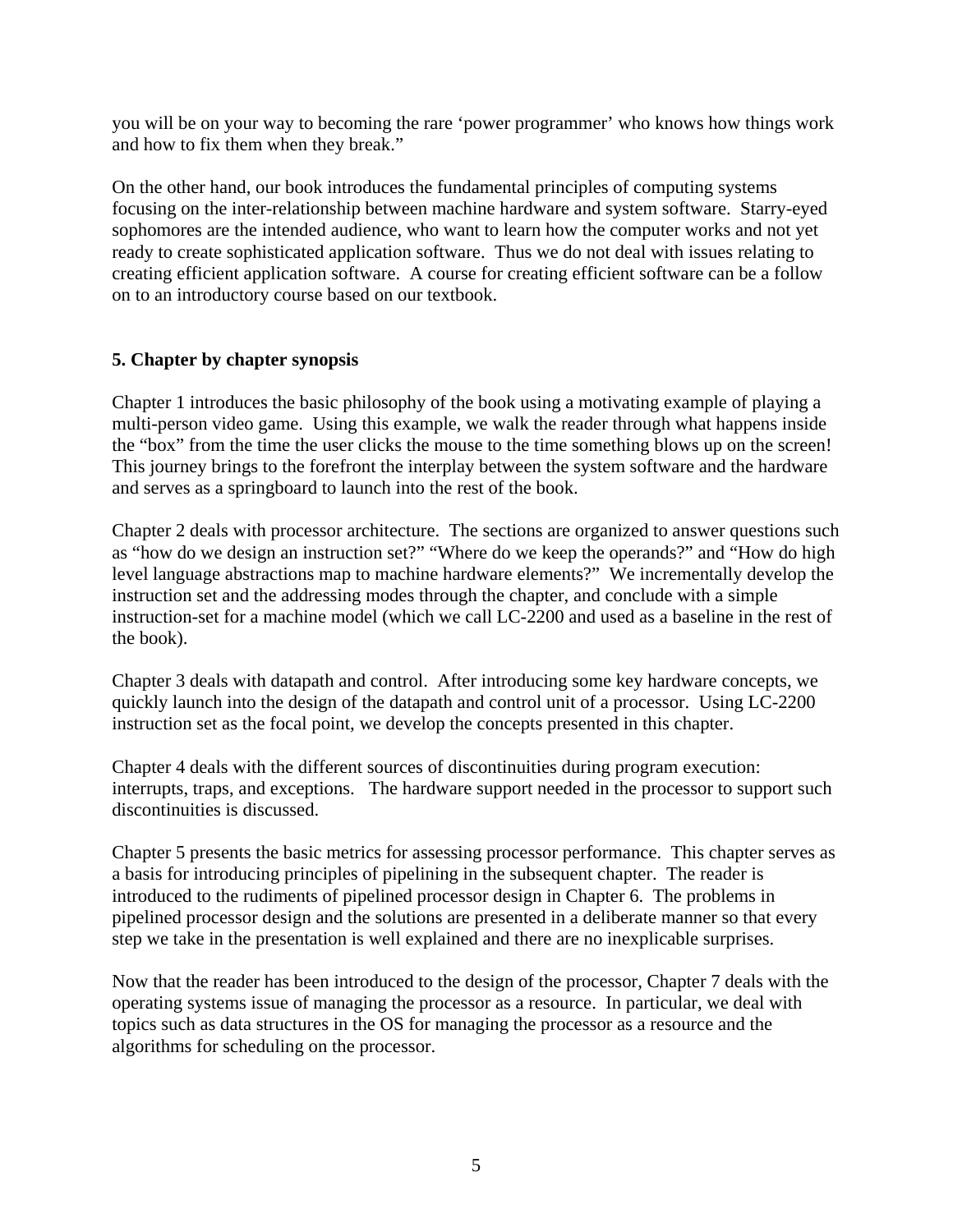you will be on your way to becoming the rare 'power programmer' who knows how things work and how to fix them when they break."

On the other hand, our book introduces the fundamental principles of computing systems focusing on the inter-relationship between machine hardware and system software. Starry-eyed sophomores are the intended audience, who want to learn how the computer works and not yet ready to create sophisticated application software. Thus we do not deal with issues relating to creating efficient application software. A course for creating efficient software can be a follow on to an introductory course based on our textbook.

## 5. Chapter by chapter synopsis

Chapter 1 introduces the basic philosophy of the book using a motivating example of playing a multi-person video game. Using this example, we walk the reader through what happens inside the "box" from the time the user clicks the mouse to the time something blows up on the screen! This journey brings to the forefront the interplay between the system software and the hardware and serves as a springboard to launch into the rest of the book.

Chapter 2 deals with processor architecture. The sections are organized to answer questions such as "how do we design an instruction set?" "Where do we keep the operands?" and "How do high level language abstractions map to machine hardware elements?" We incrementally develop the instruction set and the addressing modes through the chapter, and conclude with a simple instruction-set for a machine model (which we call LC-2200 and used as a baseline in the rest of the book).

Chapter 3 deals with datapath and control. After introducing some key hardware concepts, we quickly launch into the design of the datapath and control unit of a processor. Using LC-2200 instruction set as the focal point, we develop the concepts presented in this chapter.

Chapter 4 deals with the different sources of discontinuities during program execution: interrupts, traps, and exceptions. The hardware support needed in the processor to support such discontinuities is discussed.

Chapter 5 presents the basic metrics for assessing processor performance. This chapter serves as a basis for introducing principles of pipelining in the subsequent chapter. The reader is introduced to the rudiments of pipelined processor design in Chapter 6. The problems in pipelined processor design and the solutions are presented in a deliberate manner so that every step we take in the presentation is well explained and there are no inexplicable surprises.

Now that the reader has been introduced to the design of the processor, Chapter 7 deals with the operating systems issue of managing the processor as a resource. In particular, we deal with topics such as data structures in the OS for managing the processor as a resource and the algorithms for scheduling on the processor.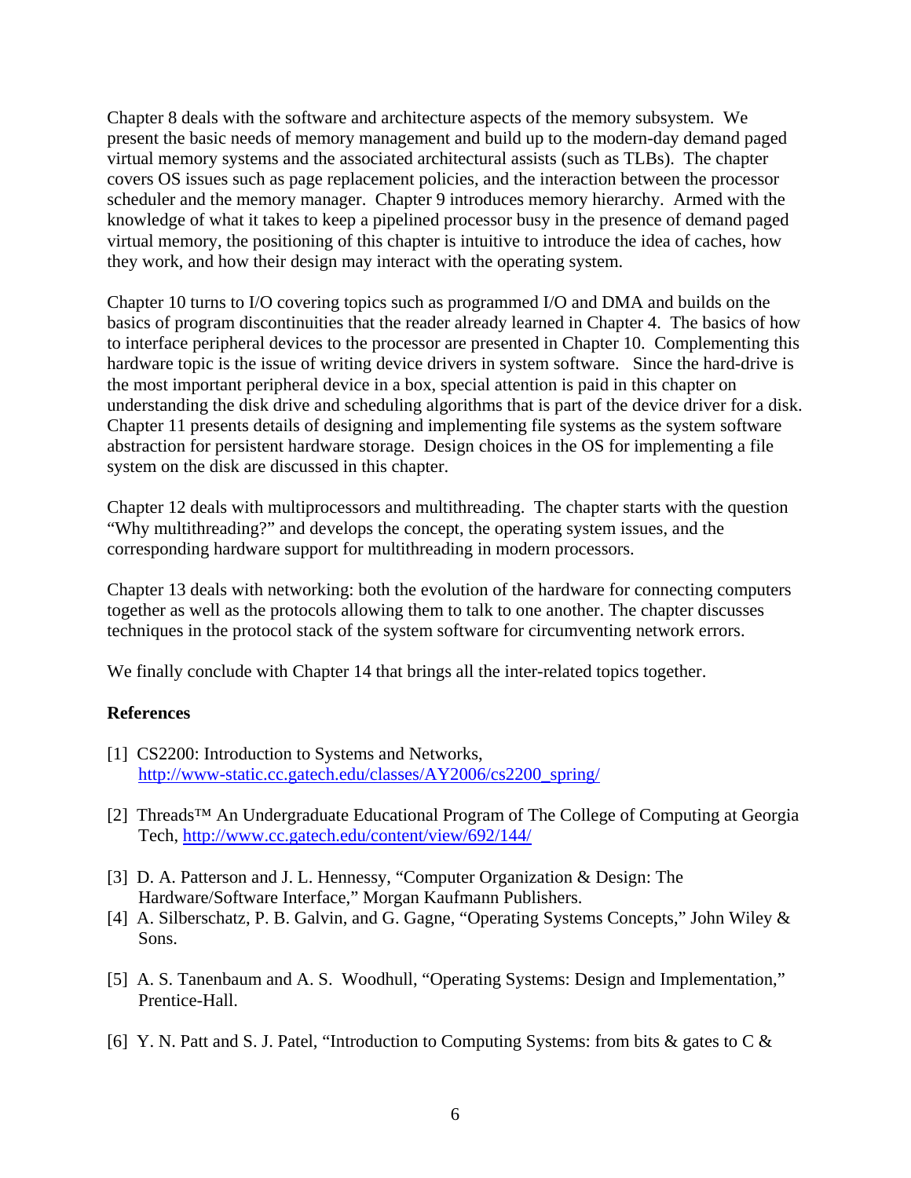Chapter 8 deals with the software and architecture aspects of the memory subsystem. We present the basic needs of memory management and build up to the modern-day demand paged virtual memory systems and the associated architectural assists (such as TLBs). The chapter covers OS issues such as page replacement policies, and the interaction between the processor scheduler and the memory manager. Chapter 9 introduces memory hierarchy. Armed with the knowledge of what it takes to keep a pipelined processor busy in the presence of demand paged virtual memory, the positioning of this chapter is intuitive to introduce the idea of caches, how they work, and how their design may interact with the operating system.

Chapter 10 turns to I/O covering topics such as programmed I/O and DMA and builds on the basics of program discontinuities that the reader already learned in Chapter 4. The basics of how to interface peripheral devices to the processor are presented in Chapter 10. Complementing this hardware topic is the issue of writing device drivers in system software. Since the hard-drive is the most important peripheral device in a box, special attention is paid in this chapter on understanding the disk drive and scheduling algorithms that is part of the device driver for a disk. Chapter 11 presents details of designing and implementing file systems as the system software abstraction for persistent hardware storage. Design choices in the OS for implementing a file system on the disk are discussed in this chapter.

Chapter 12 deals with multiprocessors and multithreading. The chapter starts with the question "Why multithreading?" and develops the concept, the operating system issues, and the corresponding hardware support for multithreading in modern processors.

Chapter 13 deals with networking: both the evolution of the hardware for connecting computers together as well as the protocols allowing them to talk to one another. The chapter discusses techniques in the protocol stack of the system software for circumventing network errors.

We finally conclude with Chapter 14 that brings all the inter-related topics together.

**References**

[1] CS2200: Introduction to Systems and Networks, http://www-static.cc.gatech.edu/classes/AY2006/cs2200_spring/

[2] Threads™ An Undergraduate Educational Program of The College of Computing at Georgia Tech, http://www.cc.gatech.edu/content/view/692/144/

[3] D. A. Patterson and J. L. Hennessy, "Computer Organization & Design: The Hardware/Software Interface," Morgan Kaufmann Publishers.

[4] A. Silberschatz, P. B. Galvin, and G. Gagne, "Operating Systems Concepts," John Wiley & Sons.

[5] A. S. Tanenbaum and A. S. Woodhull, "Operating Systems: Design and Implementation," Prentice-Hall.

[6] Y. N. Patt and S. J. Patel, "Introduction to Computing Systems: from bits & gates to C &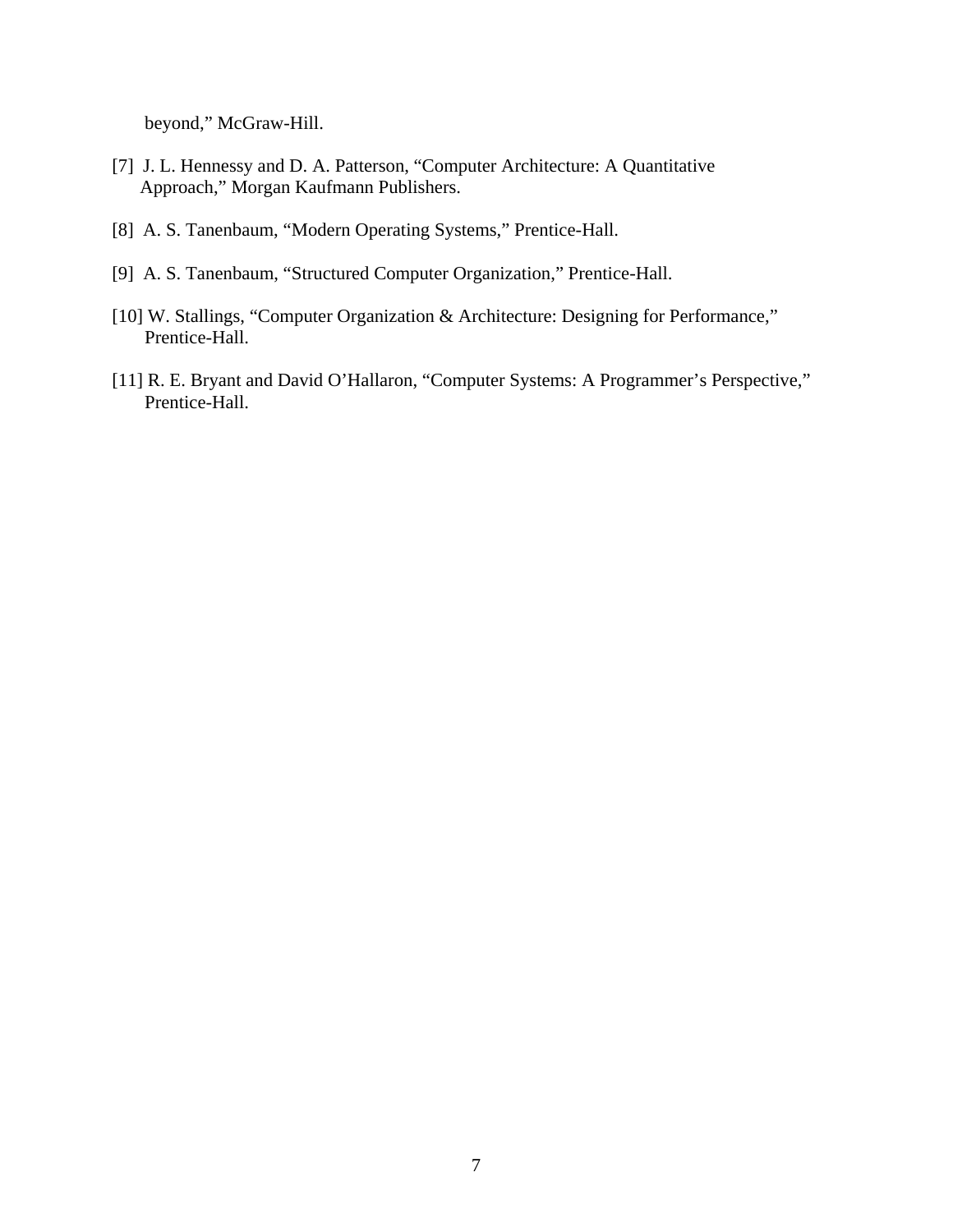beyond," McGraw-Hill.

[7] J. L. Hennessy and D. A. Patterson, "Computer Architecture: A Quantitative Approach," Morgan Kaufmann Publishers.

[8] A. S. Tanenbaum, "Modern Operating Systems," Prentice-Hall.

[9] A. S. Tanenbaum, "Structured Computer Organization," Prentice-Hall.

[10] W. Stallings, "Computer Organization & Architecture: Designing for Performance," Prentice-Hall.

[11] R. E. Bryant and David O'Hallaron, "Computer Systems: A Programmer's Perspective," Prentice-Hall.